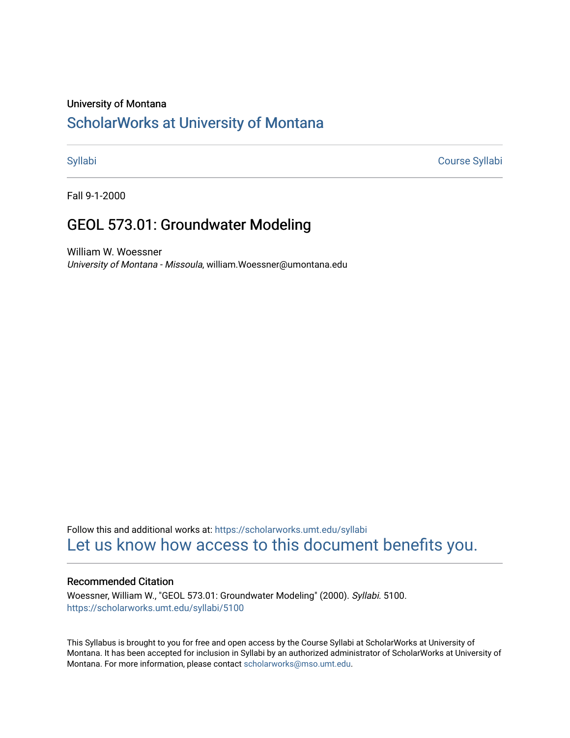University of Montana

# ScholarWorks at University of Montana

Syllabi

Course Syllabi

Fall 9-1-2000

## GEOL 573.01: Groundwater Modeling

William W. Woessner

*University of Montana - Missoula*, william.Woessner@umontana.edu

Follow this and additional works at: https://scholarworks.umt.edu/syllabi

Let us know how access to this document benefits you.

### Recommended Citation

Woessner, William W., "GEOL 573.01: Groundwater Modeling" (2000). *Syllabi*. 5100.
https://scholarworks.umt.edu/syllabi/5100

This Syllabus is brought to you for free and open access by the Course Syllabi at ScholarWorks at University of Montana. It has been accepted for inclusion in Syllabi by an authorized administrator of ScholarWorks at University of Montana. For more information, please contact scholarworks@mso.umt.edu.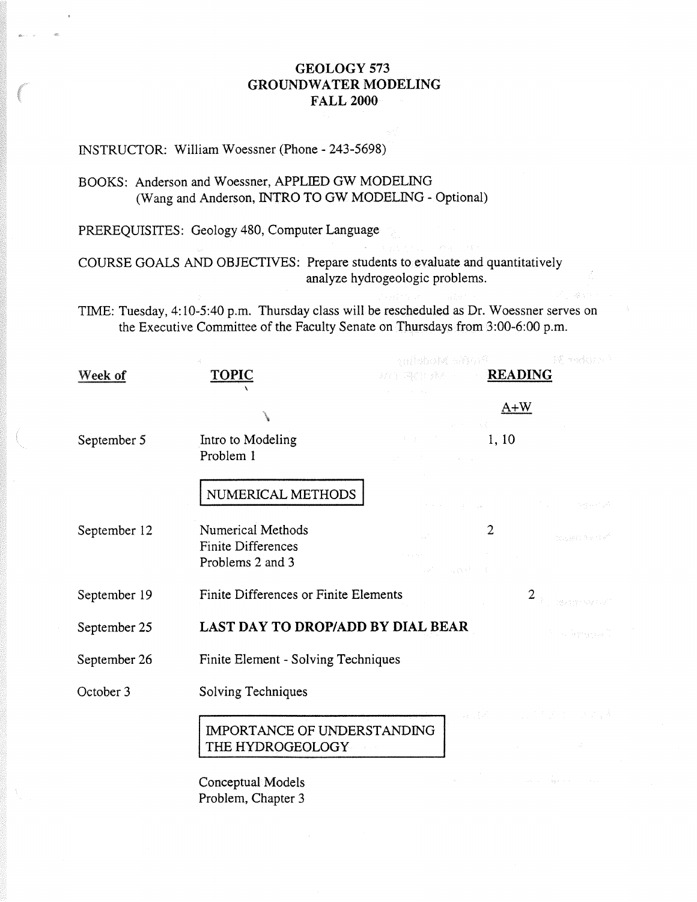# GEOLOGY 573
# GROUNDWATER MODELING
# FALL 2000

INSTRUCTOR: William Woessner (Phone - 243-5698)

BOOKS: Anderson and Woessner, APPLIED GW MODELING
(Wang and Anderson, INTRO TO GW MODELING - Optional)

PREREQUISITES: Geology 480, Computer Language

COURSE GOALS AND OBJECTIVES: Prepare students to evaluate and quantitatively analyze hydrogeologic problems.

TIME: Tuesday, 4:10-5:40 p.m. Thursday class will be rescheduled as Dr. Woessner serves on the Executive Committee of the Faculty Senate on Thursdays from 3:00-6:00 p.m.

| Week of | TOPIC | READING |
|---|---|---|
| | | A+W |
| September 5 | Intro to Modeling<br>Problem 1 | 1, 10 |
| | **NUMERICAL METHODS** | |
| September 12 | Numerical Methods<br>Finite Differences<br>Problems 2 and 3 | 2 |
| September 19 | Finite Differences or Finite Elements | 2 |
| September 25 | **LAST DAY TO DROP/ADD BY DIAL BEAR** | |
| September 26 | Finite Element - Solving Techniques | |
| October 3 | Solving Techniques | |
| | **IMPORTANCE OF UNDERSTANDING THE HYDROGEOLOGY** | |
| | Conceptual Models<br>Problem, Chapter 3 | |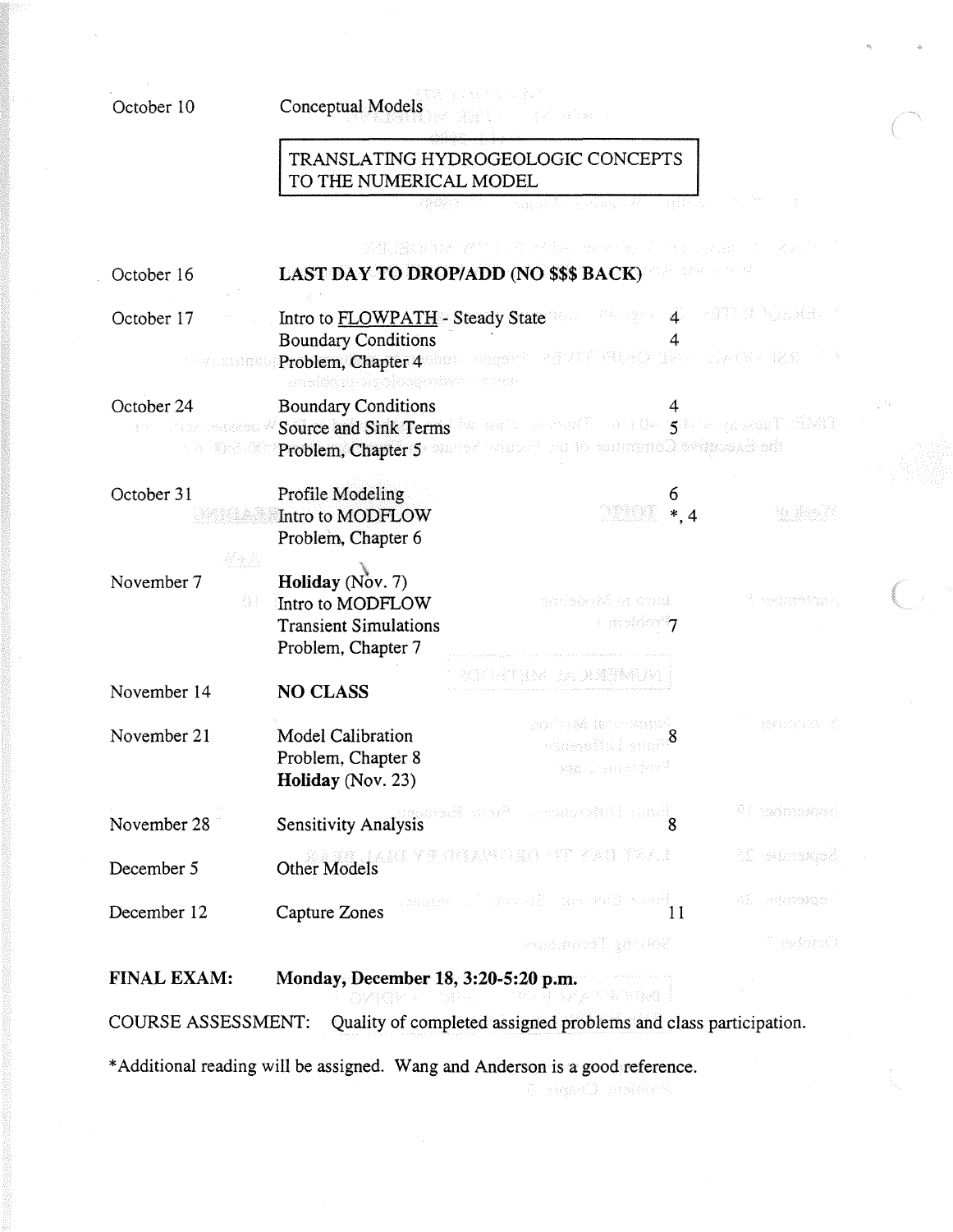| Date | Topic | Reading |
|---|---|---|
| October 10 | Conceptual Models | |
| | **TRANSLATING HYDROGEOLOGIC CONCEPTS TO THE NUMERICAL MODEL** | |
| October 16 | **LAST DAY TO DROP/ADD (NO $$$ BACK)** | |
| October 17 | Intro to <u>FLOWPATH</u> - Steady State | 4 |
| | Boundary Conditions | 4 |
| | Problem, Chapter 4 | |
| October 24 | Boundary Conditions | 4 |
| | Source and Sink Terms | 5 |
| | Problem, Chapter 5 | |
| October 31 | Profile Modeling | 6 |
| | Intro to MODFLOW | *, 4 |
| | Problem, Chapter 6 | |
| November 7 | **Holiday** (Nov. 7) | |
| | Intro to MODFLOW | |
| | Transient Simulations | 7 |
| | Problem, Chapter 7 | |
| November 14 | **NO CLASS** | |
| November 21 | Model Calibration | 8 |
| | Problem, Chapter 8 | |
| | **Holiday** (Nov. 23) | |
| November 28 | Sensitivity Analysis | 8 |
| December 5 | Other Models | |
| December 12 | Capture Zones | 11 |

**FINAL EXAM: Monday, December 18, 3:20-5:20 p.m.**

COURSE ASSESSMENT: Quality of completed assigned problems and class participation.

*Additional reading will be assigned. Wang and Anderson is a good reference.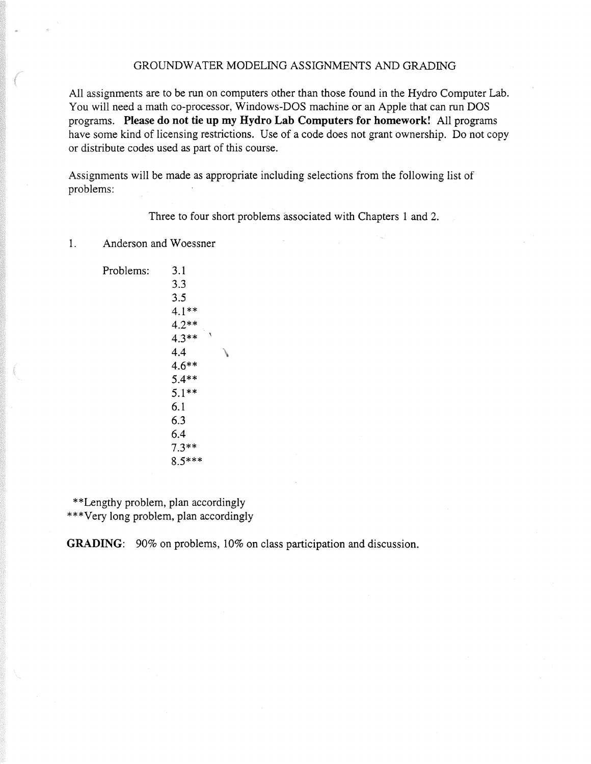# GROUNDWATER MODELING ASSIGNMENTS AND GRADING

All assignments are to be run on computers other than those found in the Hydro Computer Lab. You will need a math co-processor, Windows-DOS machine or an Apple that can run DOS programs. **Please do not tie up my Hydro Lab Computers for homework!** All programs have some kind of licensing restrictions. Use of a code does not grant ownership. Do not copy or distribute codes used as part of this course.

Assignments will be made as appropriate including selections from the following list of problems:

Three to four short problems associated with Chapters 1 and 2.

1. Anderson and Woessner

   Problems:
   - 3.1
   - 3.3
   - 3.5
   - 4.1**
   - 4.2**
   - 4.3**
   - 4.4
   - 4.6**
   - 5.4**
   - 5.1**
   - 6.1
   - 6.3
   - 6.4
   - 7.3**
   - 8.5***

**Lengthy problem, plan accordingly
***Very long problem, plan accordingly

**GRADING**: 90% on problems, 10% on class participation and discussion.